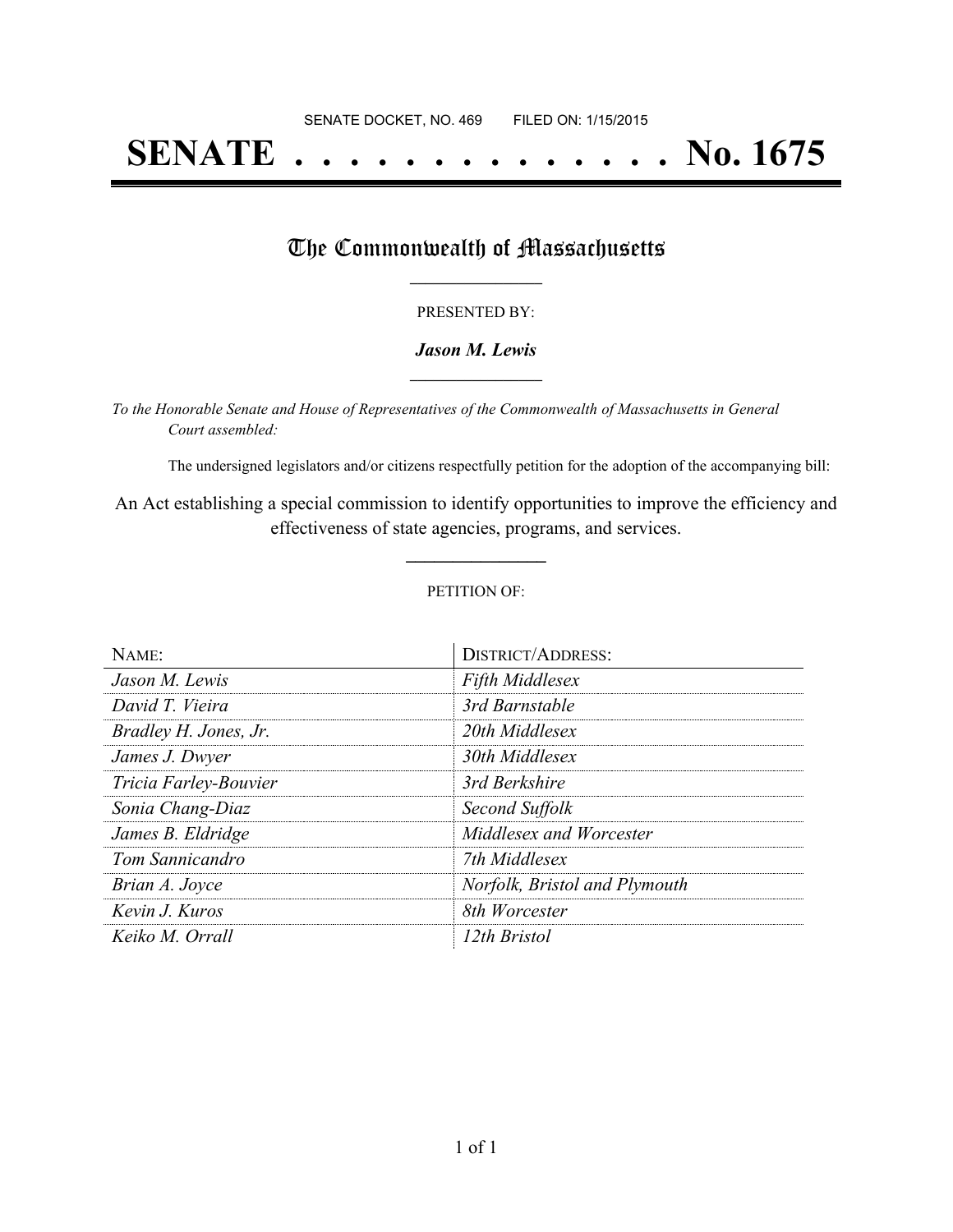SENATE DOCKET, NO. 469        FILED ON: 1/15/2015

# SENATE . . . . . . . . . . . . . . No. 1675

## The Commonwealth of Massachusetts

PRESENTED BY:

***Jason M. Lewis***

*To the Honorable Senate and House of Representatives of the Commonwealth of Massachusetts in General Court assembled:*

The undersigned legislators and/or citizens respectfully petition for the adoption of the accompanying bill:

An Act establishing a special commission to identify opportunities to improve the efficiency and effectiveness of state agencies, programs, and services.

PETITION OF:

| NAME: | DISTRICT/ADDRESS: |
| --- | --- |
| *Jason M. Lewis* | *Fifth Middlesex* |
| *David T. Vieira* | *3rd Barnstable* |
| *Bradley H. Jones, Jr.* | *20th Middlesex* |
| *James J. Dwyer* | *30th Middlesex* |
| *Tricia Farley-Bouvier* | *3rd Berkshire* |
| *Sonia Chang-Diaz* | *Second Suffolk* |
| *James B. Eldridge* | *Middlesex and Worcester* |
| *Tom Sannicandro* | *7th Middlesex* |
| *Brian A. Joyce* | *Norfolk, Bristol and Plymouth* |
| *Kevin J. Kuros* | *8th Worcester* |
| *Keiko M. Orrall* | *12th Bristol* |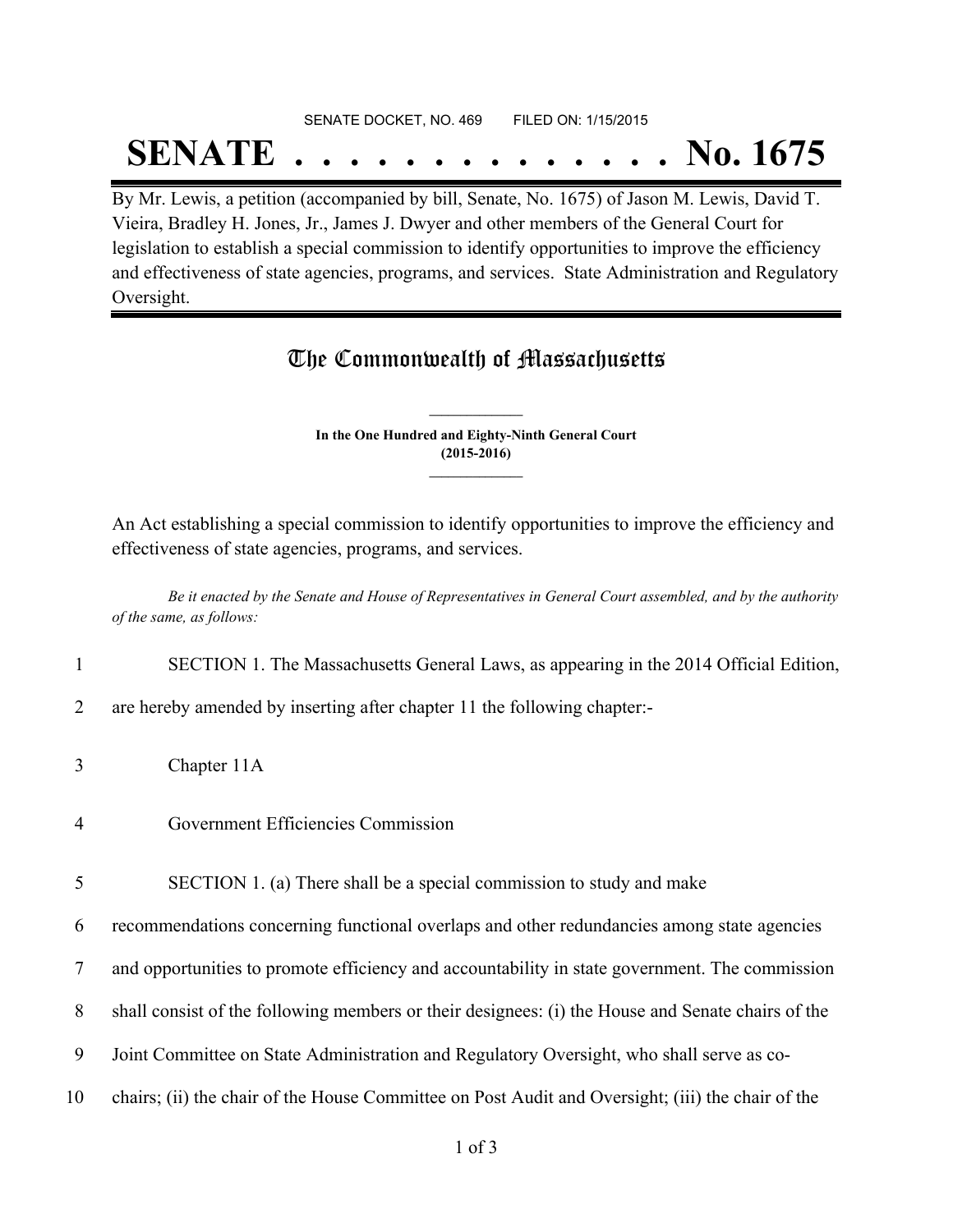SENATE DOCKET, NO. 469        FILED ON: 1/15/2015

# SENATE . . . . . . . . . . . . . . No. 1675

By Mr. Lewis, a petition (accompanied by bill, Senate, No. 1675) of Jason M. Lewis, David T. Vieira, Bradley H. Jones, Jr., James J. Dwyer and other members of the General Court for legislation to establish a special commission to identify opportunities to improve the efficiency and effectiveness of state agencies, programs, and services. State Administration and Regulatory Oversight.

## The Commonwealth of Massachusetts

**In the One Hundred and Eighty-Ninth General Court**
**(2015-2016)**

An Act establishing a special commission to identify opportunities to improve the efficiency and effectiveness of state agencies, programs, and services.

*Be it enacted by the Senate and House of Representatives in General Court assembled, and by the authority of the same, as follows:*

1 SECTION 1. The Massachusetts General Laws, as appearing in the 2014 Official Edition,
2 are hereby amended by inserting after chapter 11 the following chapter:-

3 Chapter 11A

4 Government Efficiencies Commission

5 SECTION 1. (a) There shall be a special commission to study and make
6 recommendations concerning functional overlaps and other redundancies among state agencies
7 and opportunities to promote efficiency and accountability in state government. The commission
8 shall consist of the following members or their designees: (i) the House and Senate chairs of the
9 Joint Committee on State Administration and Regulatory Oversight, who shall serve as co-
10 chairs; (ii) the chair of the House Committee on Post Audit and Oversight; (iii) the chair of the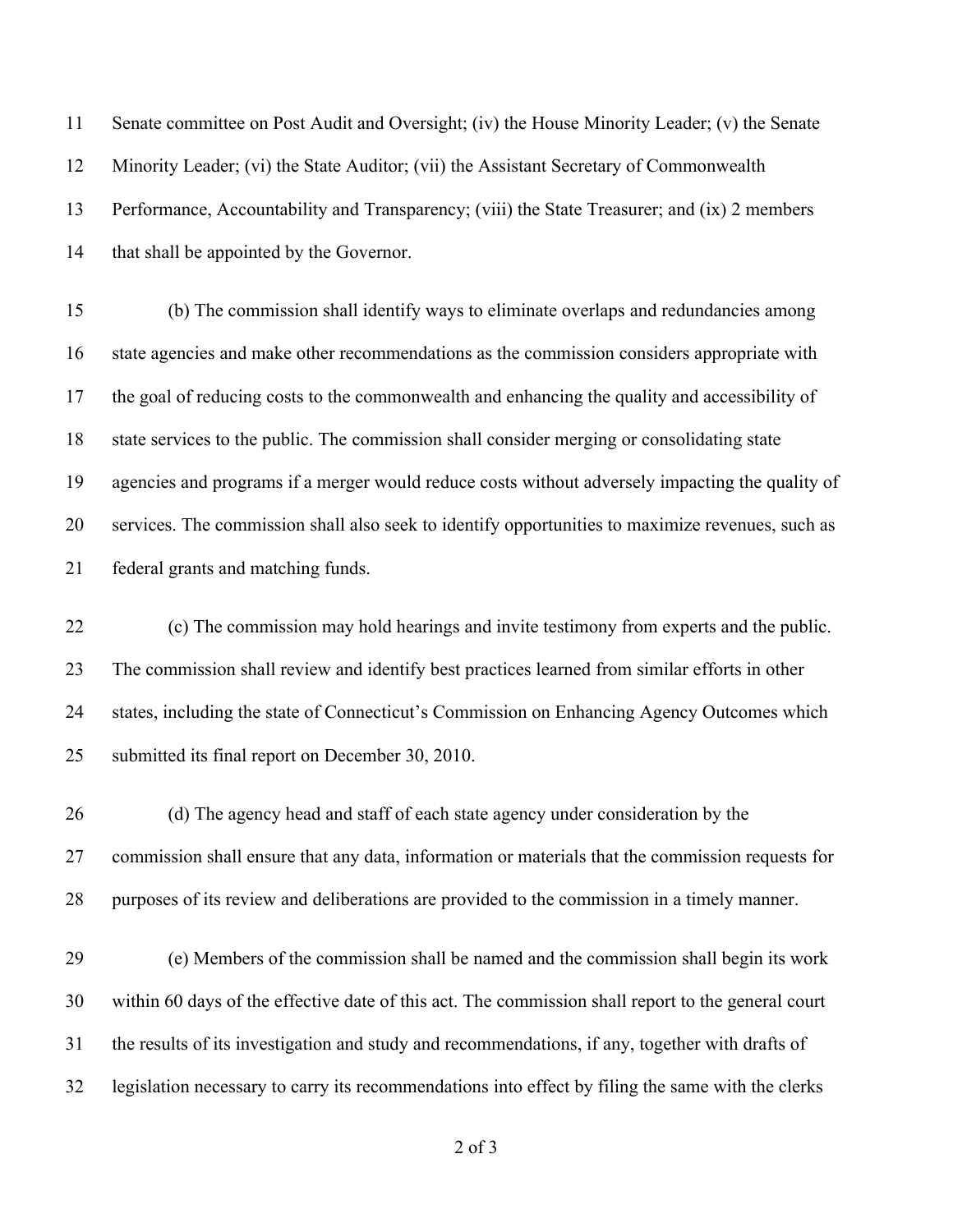Senate committee on Post Audit and Oversight; (iv) the House Minority Leader; (v) the Senate Minority Leader; (vi) the State Auditor; (vii) the Assistant Secretary of Commonwealth Performance, Accountability and Transparency; (viii) the State Treasurer; and (ix) 2 members that shall be appointed by the Governor.

(b) The commission shall identify ways to eliminate overlaps and redundancies among state agencies and make other recommendations as the commission considers appropriate with the goal of reducing costs to the commonwealth and enhancing the quality and accessibility of state services to the public. The commission shall consider merging or consolidating state agencies and programs if a merger would reduce costs without adversely impacting the quality of services. The commission shall also seek to identify opportunities to maximize revenues, such as federal grants and matching funds.

(c) The commission may hold hearings and invite testimony from experts and the public. The commission shall review and identify best practices learned from similar efforts in other states, including the state of Connecticut's Commission on Enhancing Agency Outcomes which submitted its final report on December 30, 2010.

(d) The agency head and staff of each state agency under consideration by the commission shall ensure that any data, information or materials that the commission requests for purposes of its review and deliberations are provided to the commission in a timely manner.

(e) Members of the commission shall be named and the commission shall begin its work within 60 days of the effective date of this act. The commission shall report to the general court the results of its investigation and study and recommendations, if any, together with drafts of legislation necessary to carry its recommendations into effect by filing the same with the clerks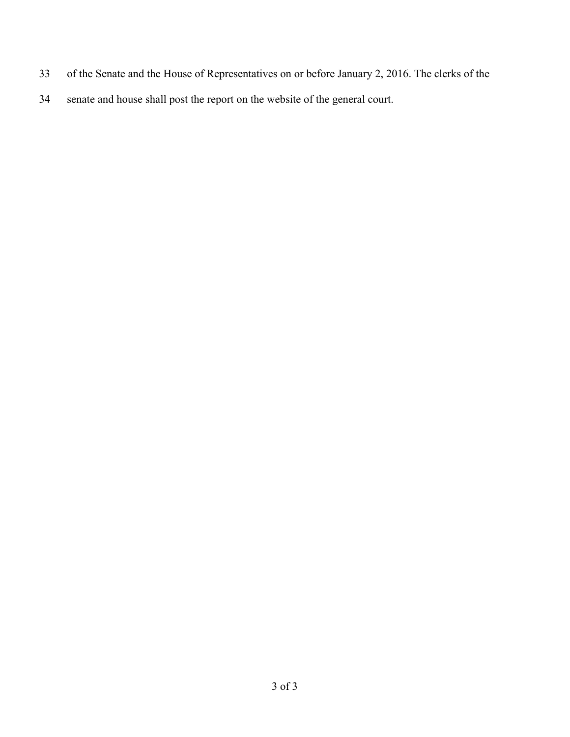33 of the Senate and the House of Representatives on or before January 2, 2016. The clerks of the

34 senate and house shall post the report on the website of the general court.